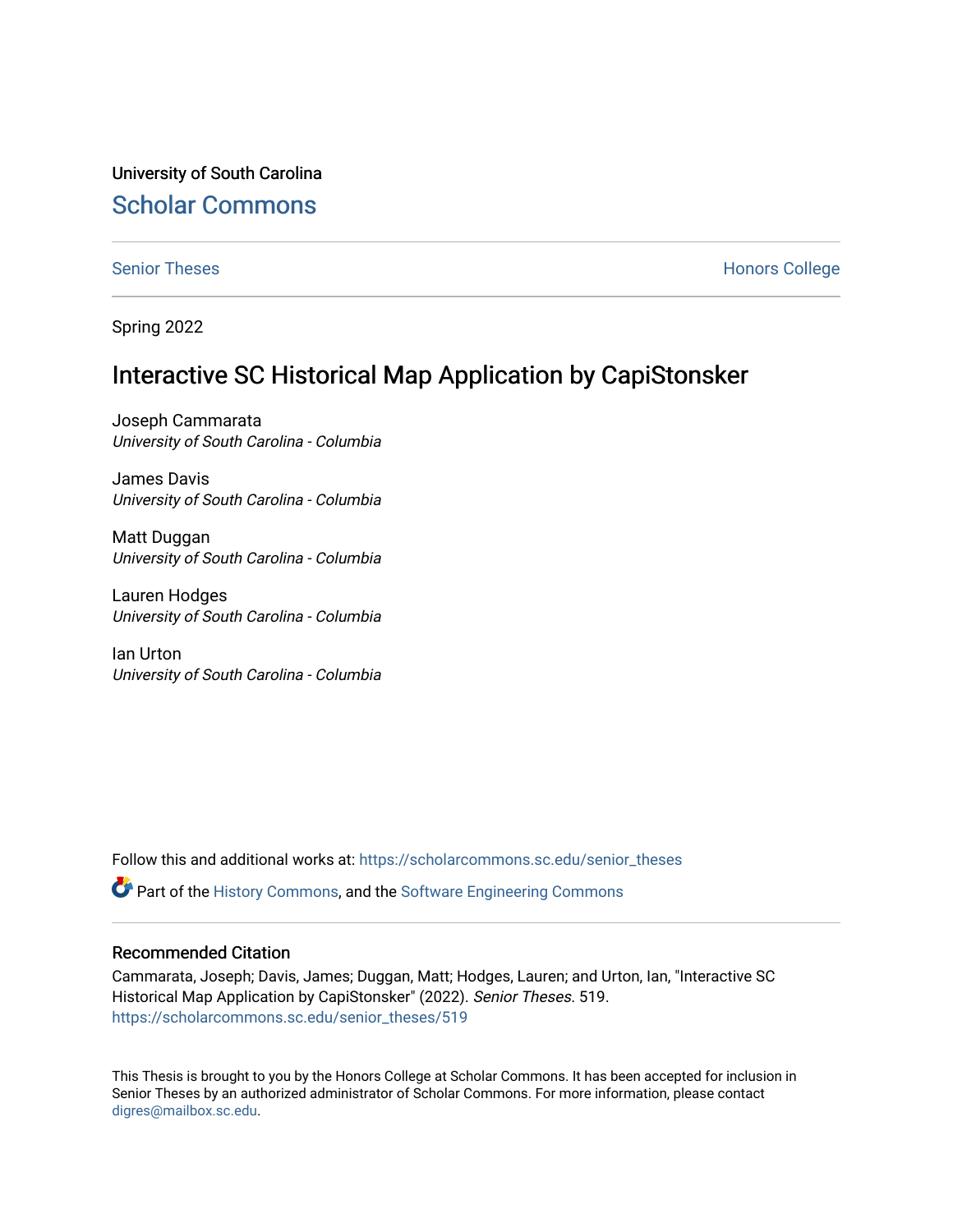University of South Carolina

## Scholar Commons

Senior Theses

Honors College

Spring 2022

# Interactive SC Historical Map Application by CapiStonsker

Joseph Cammarata
*University of South Carolina - Columbia*

James Davis
*University of South Carolina - Columbia*

Matt Duggan
*University of South Carolina - Columbia*

Lauren Hodges
*University of South Carolina - Columbia*

Ian Urton
*University of South Carolina - Columbia*

Follow this and additional works at: https://scholarcommons.sc.edu/senior_theses

Part of the History Commons, and the Software Engineering Commons

### Recommended Citation

Cammarata, Joseph; Davis, James; Duggan, Matt; Hodges, Lauren; and Urton, Ian, "Interactive SC Historical Map Application by CapiStonsker" (2022). *Senior Theses*. 519.
https://scholarcommons.sc.edu/senior_theses/519

This Thesis is brought to you by the Honors College at Scholar Commons. It has been accepted for inclusion in Senior Theses by an authorized administrator of Scholar Commons. For more information, please contact digres@mailbox.sc.edu.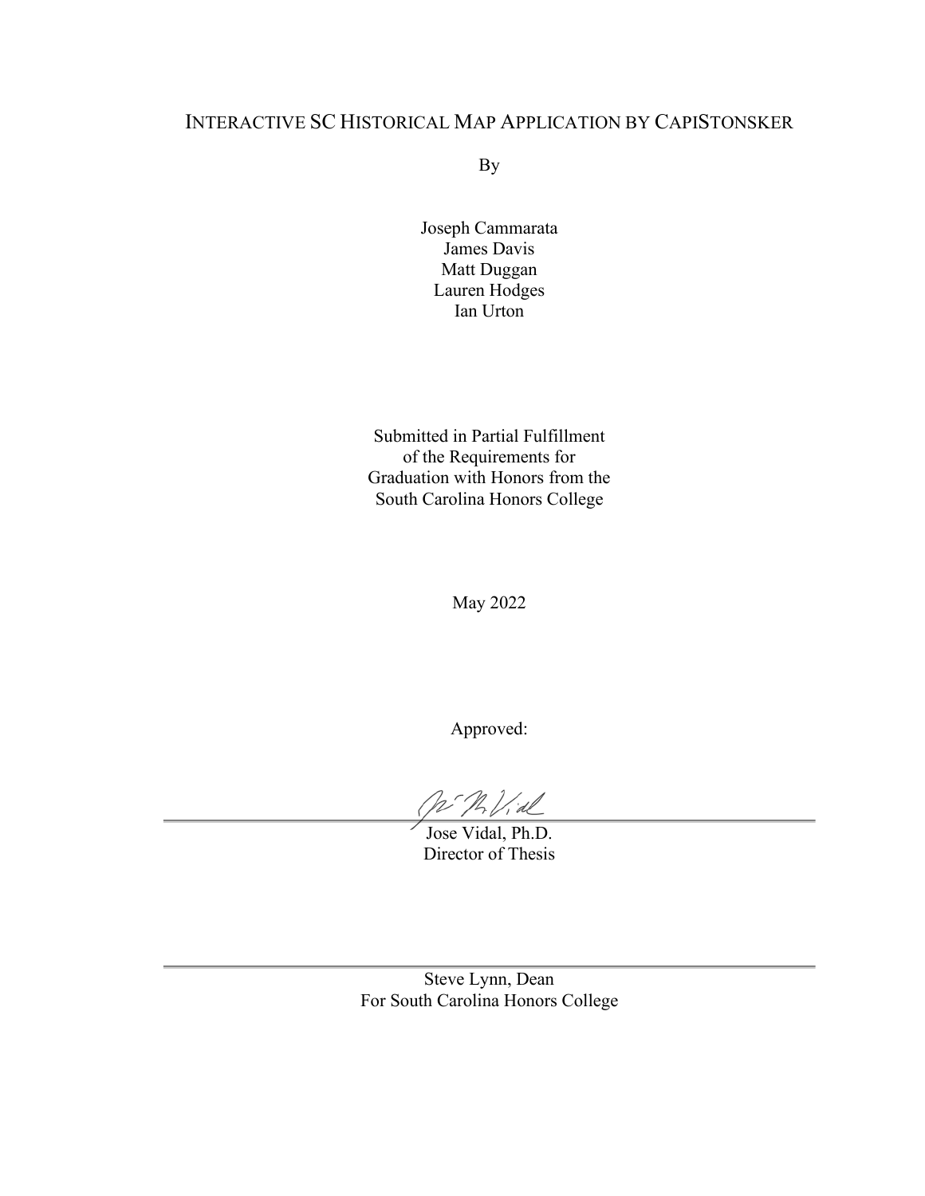# INTERACTIVE SC HISTORICAL MAP APPLICATION BY CAPISTONSKER

By

Joseph Cammarata
James Davis
Matt Duggan
Lauren Hodges
Ian Urton

Submitted in Partial Fulfillment
of the Requirements for
Graduation with Honors from the
South Carolina Honors College

May 2022

Approved:

Jose Vidal, Ph.D.
Director of Thesis

Steve Lynn, Dean
For South Carolina Honors College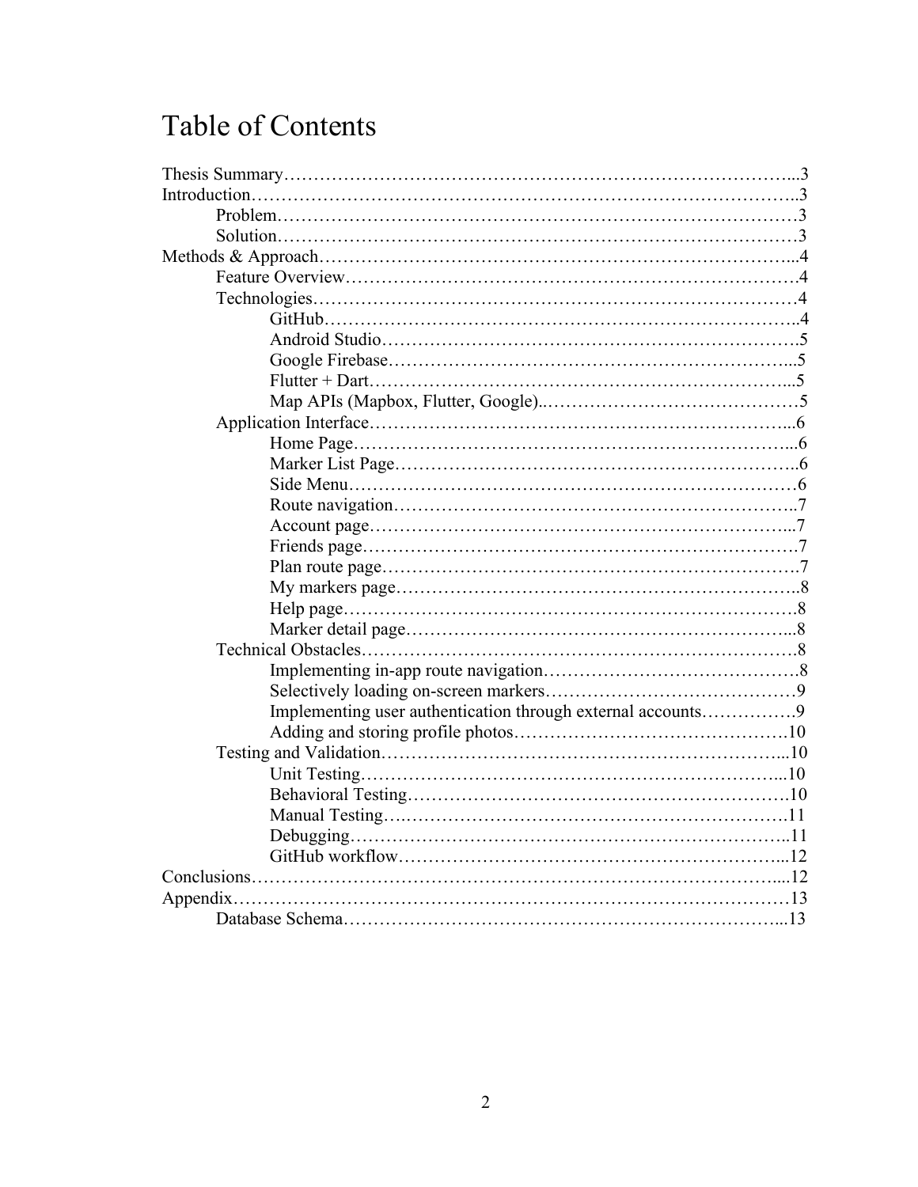# Table of Contents

Thesis Summary.........................................................................................3

Introduction...............................................................................................3

- Problem..............................................................................................3
- Solution..............................................................................................3

Methods & Approach..................................................................................4

- Feature Overview..................................................................................4
- Technologies........................................................................................4
  - GitHub.........................................................................................4
  - Android Studio...............................................................................5
  - Google Firebase.............................................................................5
  - Flutter + Dart.................................................................................5
  - Map APIs (Mapbox, Flutter, Google)..................................................5
- Application Interface...........................................................................6
  - Home Page....................................................................................6
  - Marker List Page............................................................................6
  - Side Menu.....................................................................................6
  - Route navigation............................................................................7
  - Account page.................................................................................7
  - Friends page..................................................................................7
  - Plan route page..............................................................................7
  - My markers page............................................................................8
  - Help page......................................................................................8
  - Marker detail page..........................................................................8
- Technical Obstacles.............................................................................8
  - Implementing in-app route navigation..............................................8
  - Selectively loading on-screen markers..............................................9
  - Implementing user authentication through external accounts...............9
  - Adding and storing profile photos....................................................10
- Testing and Validation.........................................................................10
  - Unit Testing..................................................................................10
  - Behavioral Testing.........................................................................10
  - Manual Testing.............................................................................11
  - Debugging....................................................................................11
  - GitHub workflow...........................................................................12

Conclusions..............................................................................................12

Appendix.................................................................................................13

- Database Schema.................................................................................13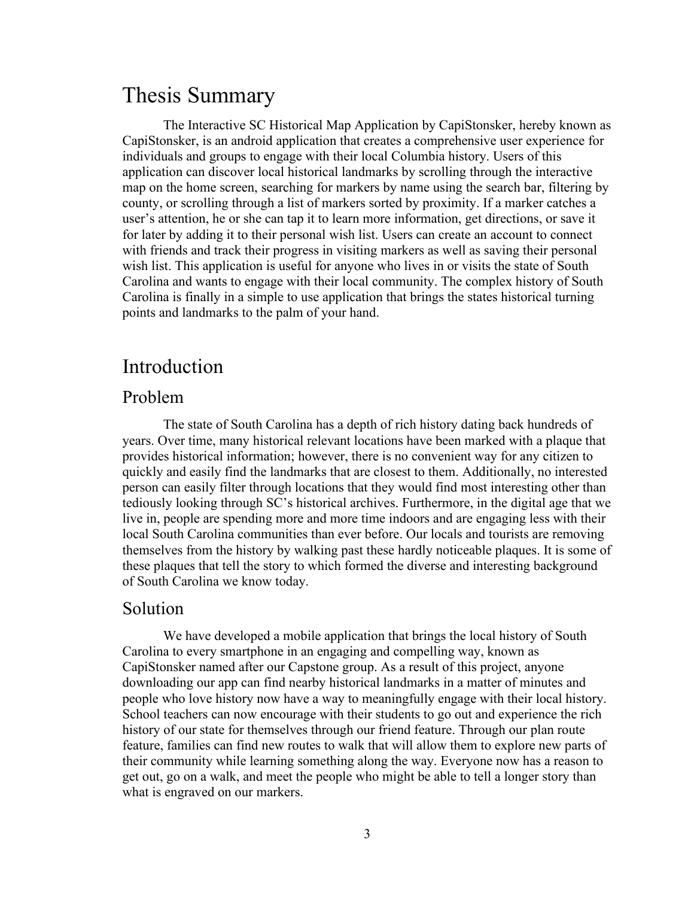# Thesis Summary

The Interactive SC Historical Map Application by CapiStonsker, hereby known as CapiStonsker, is an android application that creates a comprehensive user experience for individuals and groups to engage with their local Columbia history. Users of this application can discover local historical landmarks by scrolling through the interactive map on the home screen, searching for markers by name using the search bar, filtering by county, or scrolling through a list of markers sorted by proximity. If a marker catches a user's attention, he or she can tap it to learn more information, get directions, or save it for later by adding it to their personal wish list. Users can create an account to connect with friends and track their progress in visiting markers as well as saving their personal wish list. This application is useful for anyone who lives in or visits the state of South Carolina and wants to engage with their local community. The complex history of South Carolina is finally in a simple to use application that brings the states historical turning points and landmarks to the palm of your hand.

# Introduction

## Problem

The state of South Carolina has a depth of rich history dating back hundreds of years. Over time, many historical relevant locations have been marked with a plaque that provides historical information; however, there is no convenient way for any citizen to quickly and easily find the landmarks that are closest to them. Additionally, no interested person can easily filter through locations that they would find most interesting other than tediously looking through SC's historical archives. Furthermore, in the digital age that we live in, people are spending more and more time indoors and are engaging less with their local South Carolina communities than ever before. Our locals and tourists are removing themselves from the history by walking past these hardly noticeable plaques. It is some of these plaques that tell the story to which formed the diverse and interesting background of South Carolina we know today.

## Solution

We have developed a mobile application that brings the local history of South Carolina to every smartphone in an engaging and compelling way, known as CapiStonsker named after our Capstone group. As a result of this project, anyone downloading our app can find nearby historical landmarks in a matter of minutes and people who love history now have a way to meaningfully engage with their local history. School teachers can now encourage with their students to go out and experience the rich history of our state for themselves through our friend feature. Through our plan route feature, families can find new routes to walk that will allow them to explore new parts of their community while learning something along the way. Everyone now has a reason to get out, go on a walk, and meet the people who might be able to tell a longer story than what is engraved on our markers.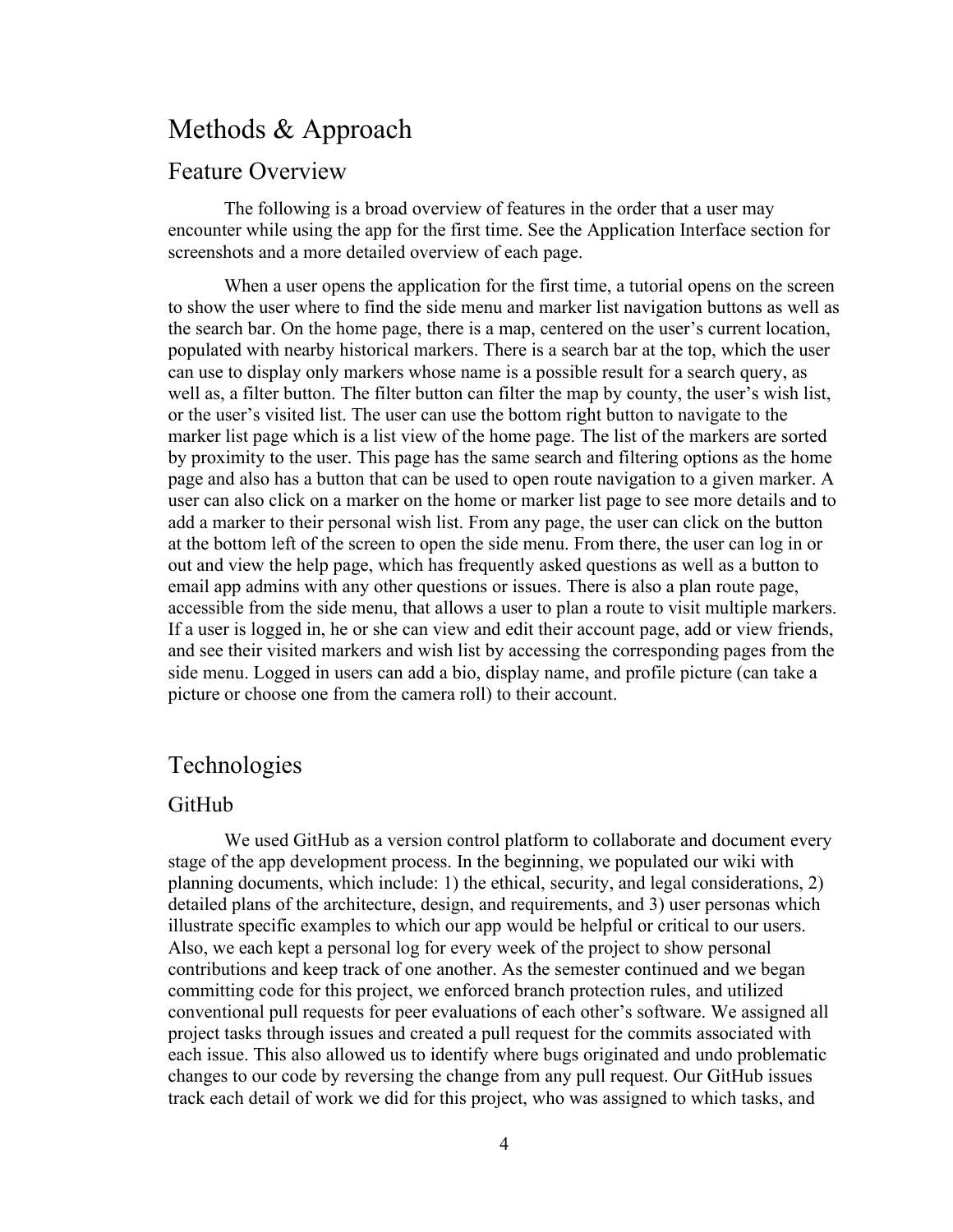# Methods & Approach

## Feature Overview

The following is a broad overview of features in the order that a user may encounter while using the app for the first time. See the Application Interface section for screenshots and a more detailed overview of each page.

When a user opens the application for the first time, a tutorial opens on the screen to show the user where to find the side menu and marker list navigation buttons as well as the search bar. On the home page, there is a map, centered on the user's current location, populated with nearby historical markers. There is a search bar at the top, which the user can use to display only markers whose name is a possible result for a search query, as well as, a filter button. The filter button can filter the map by county, the user's wish list, or the user's visited list. The user can use the bottom right button to navigate to the marker list page which is a list view of the home page. The list of the markers are sorted by proximity to the user. This page has the same search and filtering options as the home page and also has a button that can be used to open route navigation to a given marker. A user can also click on a marker on the home or marker list page to see more details and to add a marker to their personal wish list. From any page, the user can click on the button at the bottom left of the screen to open the side menu. From there, the user can log in or out and view the help page, which has frequently asked questions as well as a button to email app admins with any other questions or issues. There is also a plan route page, accessible from the side menu, that allows a user to plan a route to visit multiple markers. If a user is logged in, he or she can view and edit their account page, add or view friends, and see their visited markers and wish list by accessing the corresponding pages from the side menu. Logged in users can add a bio, display name, and profile picture (can take a picture or choose one from the camera roll) to their account.

# Technologies

## GitHub

We used GitHub as a version control platform to collaborate and document every stage of the app development process. In the beginning, we populated our wiki with planning documents, which include: 1) the ethical, security, and legal considerations, 2) detailed plans of the architecture, design, and requirements, and 3) user personas which illustrate specific examples to which our app would be helpful or critical to our users. Also, we each kept a personal log for every week of the project to show personal contributions and keep track of one another. As the semester continued and we began committing code for this project, we enforced branch protection rules, and utilized conventional pull requests for peer evaluations of each other's software. We assigned all project tasks through issues and created a pull request for the commits associated with each issue. This also allowed us to identify where bugs originated and undo problematic changes to our code by reversing the change from any pull request. Our GitHub issues track each detail of work we did for this project, who was assigned to which tasks, and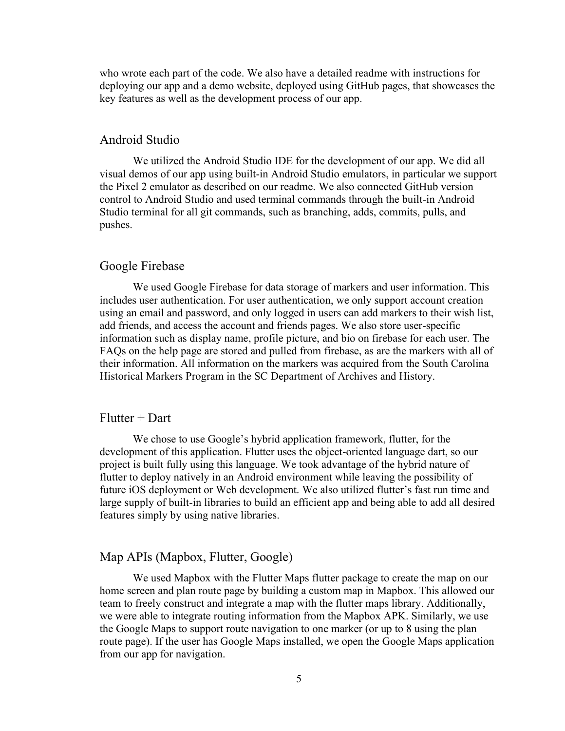who wrote each part of the code. We also have a detailed readme with instructions for deploying our app and a demo website, deployed using GitHub pages, that showcases the key features as well as the development process of our app.

## Android Studio

We utilized the Android Studio IDE for the development of our app. We did all visual demos of our app using built-in Android Studio emulators, in particular we support the Pixel 2 emulator as described on our readme. We also connected GitHub version control to Android Studio and used terminal commands through the built-in Android Studio terminal for all git commands, such as branching, adds, commits, pulls, and pushes.

## Google Firebase

We used Google Firebase for data storage of markers and user information. This includes user authentication. For user authentication, we only support account creation using an email and password, and only logged in users can add markers to their wish list, add friends, and access the account and friends pages. We also store user-specific information such as display name, profile picture, and bio on firebase for each user. The FAQs on the help page are stored and pulled from firebase, as are the markers with all of their information. All information on the markers was acquired from the South Carolina Historical Markers Program in the SC Department of Archives and History.

## Flutter + Dart

We chose to use Google's hybrid application framework, flutter, for the development of this application. Flutter uses the object-oriented language dart, so our project is built fully using this language. We took advantage of the hybrid nature of flutter to deploy natively in an Android environment while leaving the possibility of future iOS deployment or Web development. We also utilized flutter's fast run time and large supply of built-in libraries to build an efficient app and being able to add all desired features simply by using native libraries.

## Map APIs (Mapbox, Flutter, Google)

We used Mapbox with the Flutter Maps flutter package to create the map on our home screen and plan route page by building a custom map in Mapbox. This allowed our team to freely construct and integrate a map with the flutter maps library. Additionally, we were able to integrate routing information from the Mapbox APK. Similarly, we use the Google Maps to support route navigation to one marker (or up to 8 using the plan route page). If the user has Google Maps installed, we open the Google Maps application from our app for navigation.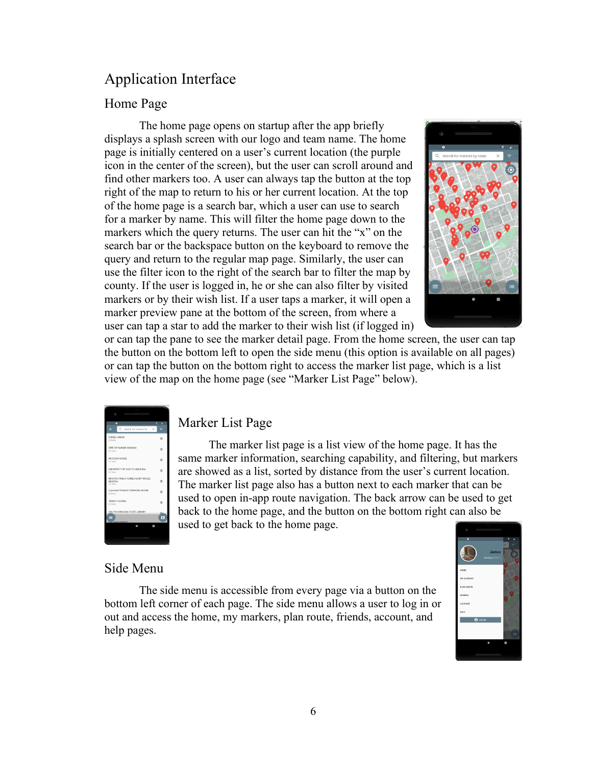# Application Interface

## Home Page

The home page opens on startup after the app briefly displays a splash screen with our logo and team name. The home page is initially centered on a user's current location (the purple icon in the center of the screen), but the user can scroll around and find other markers too. A user can always tap the button at the top right of the map to return to his or her current location. At the top of the home page is a search bar, which a user can use to search for a marker by name. This will filter the home page down to the markers which the query returns. The user can hit the "x" on the search bar or the backspace button on the keyboard to remove the query and return to the regular map page. Similarly, the user can use the filter icon to the right of the search bar to filter the map by county. If the user is logged in, he or she can also filter by visited markers or by their wish list. If a user taps a marker, it will open a marker preview pane at the bottom of the screen, from where a user can tap a star to add the marker to their wish list (if logged in) or can tap the pane to see the marker detail page. From the home screen, the user can tap the button on the bottom left to open the side menu (this option is available on all pages) or can tap the button on the bottom right to access the marker list page, which is a list view of the map on the home page (see "Marker List Page" below).

## Marker List Page

The marker list page is a list view of the home page. It has the same marker information, searching capability, and filtering, but markers are showed as a list, sorted by distance from the user's current location. The marker list page also has a button next to each marker that can be used to open in-app route navigation. The back arrow can be used to get back to the home page, and the button on the bottom right can also be used to get back to the home page.

## Side Menu

The side menu is accessible from every page via a button on the bottom left corner of each page. The side menu allows a user to log in or out and access the home, my markers, plan route, friends, account, and help pages.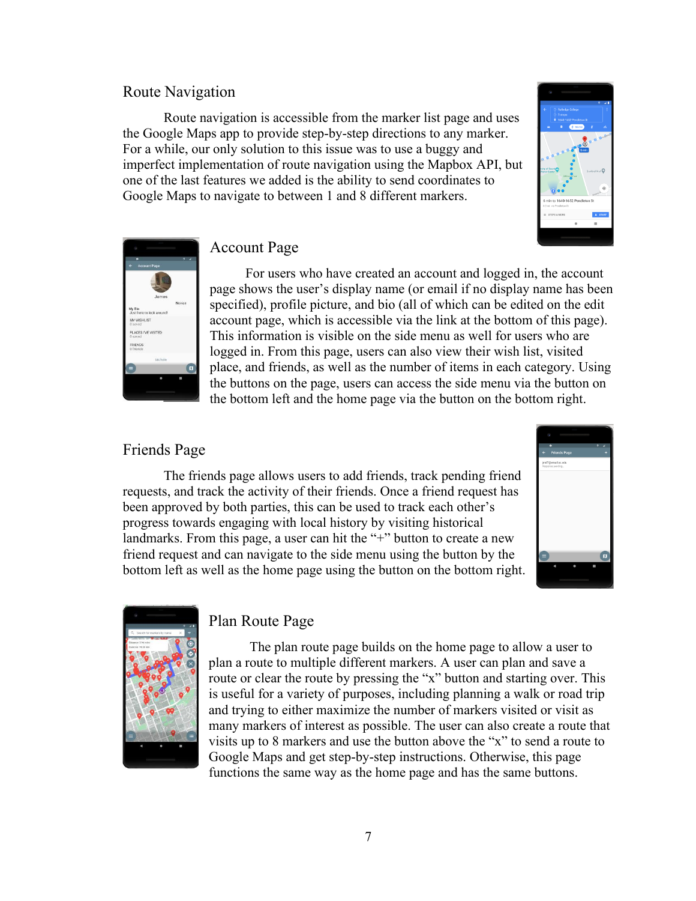## Route Navigation

Route navigation is accessible from the marker list page and uses the Google Maps app to provide step-by-step directions to any marker. For a while, our only solution to this issue was to use a buggy and imperfect implementation of route navigation using the Mapbox API, but one of the last features we added is the ability to send coordinates to Google Maps to navigate to between 1 and 8 different markers.

## Account Page

For users who have created an account and logged in, the account page shows the user's display name (or email if no display name has been specified), profile picture, and bio (all of which can be edited on the edit account page, which is accessible via the link at the bottom of this page). This information is visible on the side menu as well for users who are logged in. From this page, users can also view their wish list, visited place, and friends, as well as the number of items in each category. Using the buttons on the page, users can access the side menu via the button on the bottom left and the home page via the button on the bottom right.

## Friends Page

The friends page allows users to add friends, track pending friend requests, and track the activity of their friends. Once a friend request has been approved by both parties, this can be used to track each other's progress towards engaging with local history by visiting historical landmarks. From this page, a user can hit the "+" button to create a new friend request and can navigate to the side menu using the button by the bottom left as well as the home page using the button on the bottom right.

## Plan Route Page

The plan route page builds on the home page to allow a user to plan a route to multiple different markers. A user can plan and save a route or clear the route by pressing the "x" button and starting over. This is useful for a variety of purposes, including planning a walk or road trip and trying to either maximize the number of markers visited or visit as many markers of interest as possible. The user can also create a route that visits up to 8 markers and use the button above the "x" to send a route to Google Maps and get step-by-step instructions. Otherwise, this page functions the same way as the home page and has the same buttons.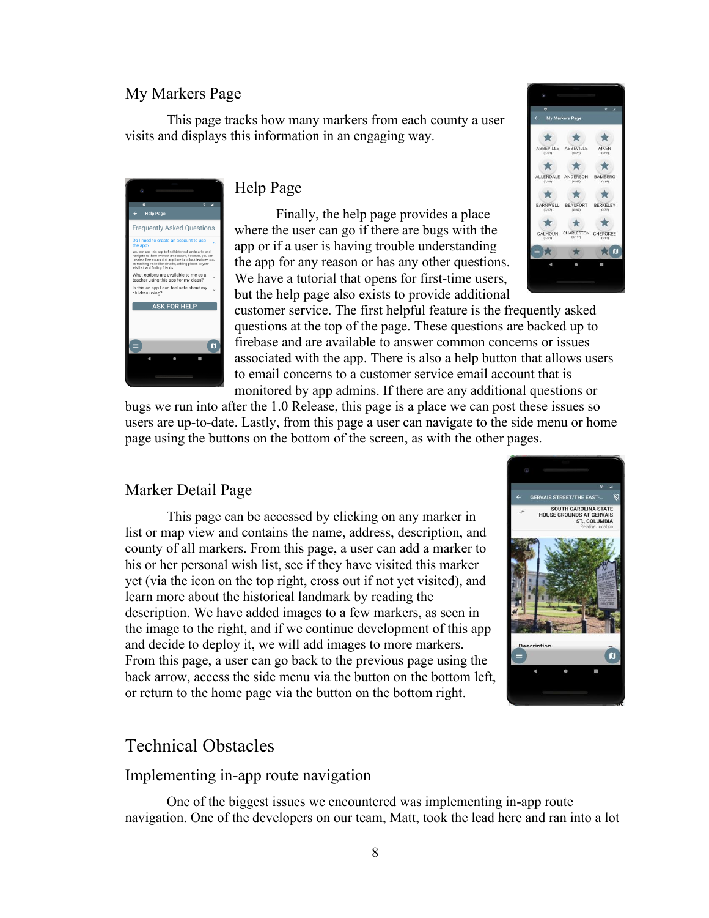### My Markers Page

This page tracks how many markers from each county a user visits and displays this information in an engaging way.

### Help Page

Finally, the help page provides a place where the user can go if there are bugs with the app or if a user is having trouble understanding the app for any reason or has any other questions. We have a tutorial that opens for first-time users, but the help page also exists to provide additional customer service. The first helpful feature is the frequently asked questions at the top of the page. These questions are backed up to firebase and are available to answer common concerns or issues associated with the app. There is also a help button that allows users to email concerns to a customer service email account that is monitored by app admins. If there are any additional questions or bugs we run into after the 1.0 Release, this page is a place we can post these issues so users are up-to-date. Lastly, from this page a user can navigate to the side menu or home page using the buttons on the bottom of the screen, as with the other pages.

### Marker Detail Page

This page can be accessed by clicking on any marker in list or map view and contains the name, address, description, and county of all markers. From this page, a user can add a marker to his or her personal wish list, see if they have visited this marker yet (via the icon on the top right, cross out if not yet visited), and learn more about the historical landmark by reading the description. We have added images to a few markers, as seen in the image to the right, and if we continue development of this app and decide to deploy it, we will add images to more markers. From this page, a user can go back to the previous page using the back arrow, access the side menu via the button on the bottom left, or return to the home page via the button on the bottom right.

## Technical Obstacles

### Implementing in-app route navigation

One of the biggest issues we encountered was implementing in-app route navigation. One of the developers on our team, Matt, took the lead here and ran into a lot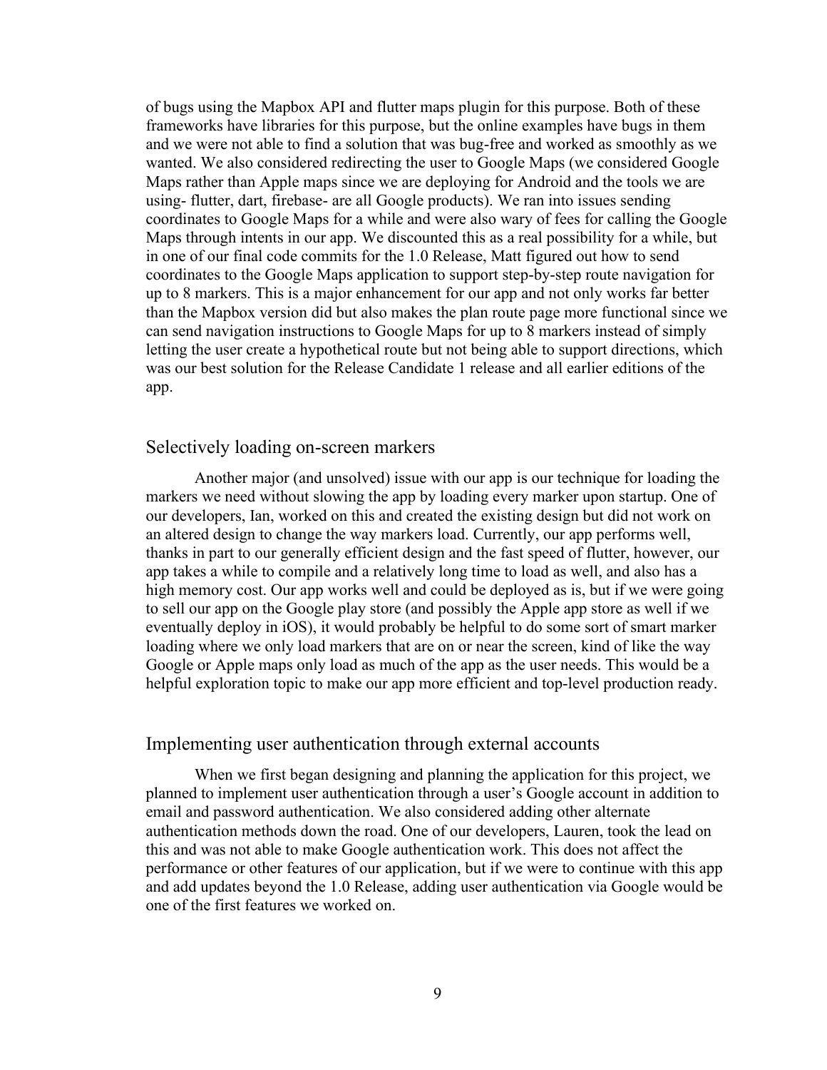of bugs using the Mapbox API and flutter maps plugin for this purpose. Both of these frameworks have libraries for this purpose, but the online examples have bugs in them and we were not able to find a solution that was bug-free and worked as smoothly as we wanted. We also considered redirecting the user to Google Maps (we considered Google Maps rather than Apple maps since we are deploying for Android and the tools we are using- flutter, dart, firebase- are all Google products). We ran into issues sending coordinates to Google Maps for a while and were also wary of fees for calling the Google Maps through intents in our app. We discounted this as a real possibility for a while, but in one of our final code commits for the 1.0 Release, Matt figured out how to send coordinates to the Google Maps application to support step-by-step route navigation for up to 8 markers. This is a major enhancement for our app and not only works far better than the Mapbox version did but also makes the plan route page more functional since we can send navigation instructions to Google Maps for up to 8 markers instead of simply letting the user create a hypothetical route but not being able to support directions, which was our best solution for the Release Candidate 1 release and all earlier editions of the app.

## Selectively loading on-screen markers

Another major (and unsolved) issue with our app is our technique for loading the markers we need without slowing the app by loading every marker upon startup. One of our developers, Ian, worked on this and created the existing design but did not work on an altered design to change the way markers load. Currently, our app performs well, thanks in part to our generally efficient design and the fast speed of flutter, however, our app takes a while to compile and a relatively long time to load as well, and also has a high memory cost. Our app works well and could be deployed as is, but if we were going to sell our app on the Google play store (and possibly the Apple app store as well if we eventually deploy in iOS), it would probably be helpful to do some sort of smart marker loading where we only load markers that are on or near the screen, kind of like the way Google or Apple maps only load as much of the app as the user needs. This would be a helpful exploration topic to make our app more efficient and top-level production ready.

## Implementing user authentication through external accounts

When we first began designing and planning the application for this project, we planned to implement user authentication through a user's Google account in addition to email and password authentication. We also considered adding other alternate authentication methods down the road. One of our developers, Lauren, took the lead on this and was not able to make Google authentication work. This does not affect the performance or other features of our application, but if we were to continue with this app and add updates beyond the 1.0 Release, adding user authentication via Google would be one of the first features we worked on.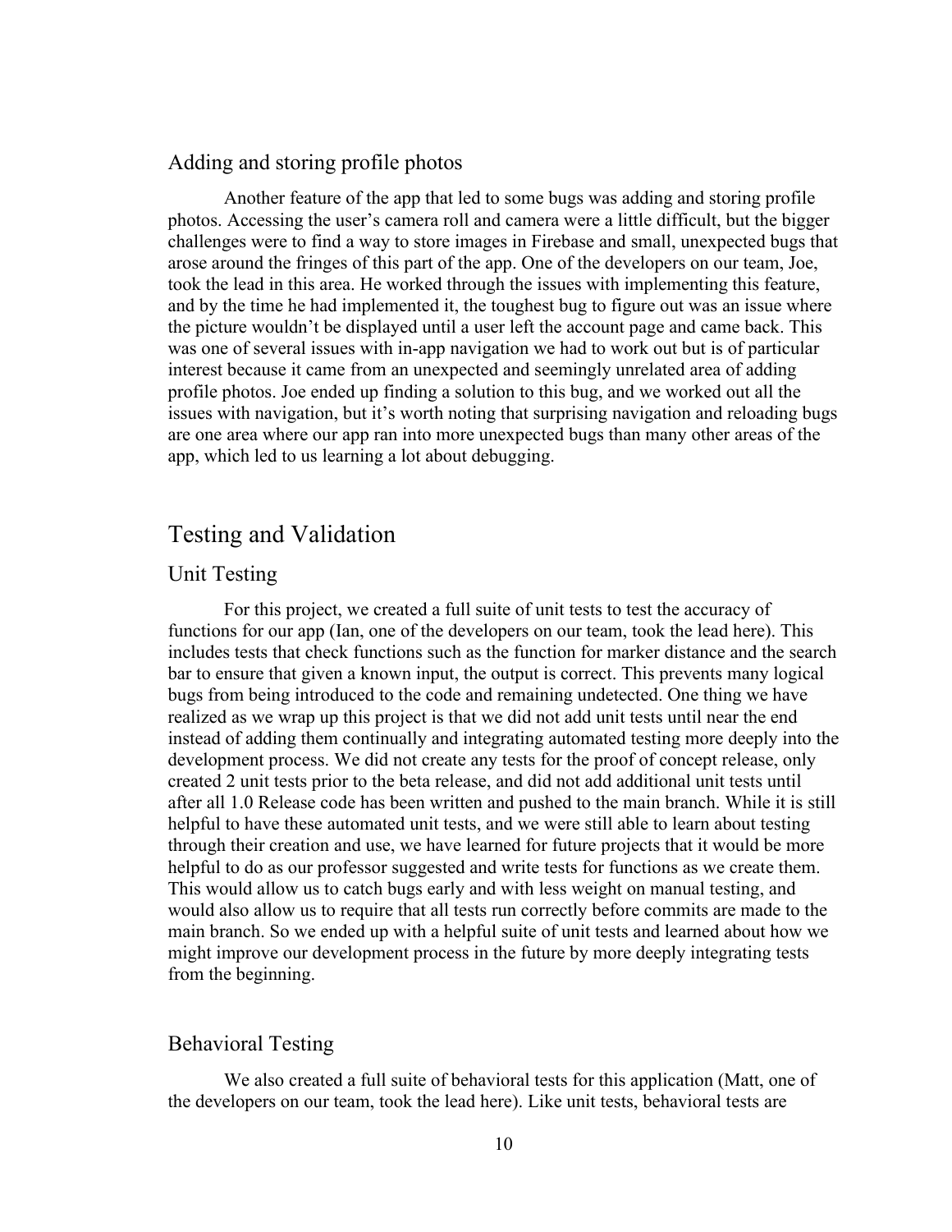### Adding and storing profile photos

Another feature of the app that led to some bugs was adding and storing profile photos. Accessing the user's camera roll and camera were a little difficult, but the bigger challenges were to find a way to store images in Firebase and small, unexpected bugs that arose around the fringes of this part of the app. One of the developers on our team, Joe, took the lead in this area. He worked through the issues with implementing this feature, and by the time he had implemented it, the toughest bug to figure out was an issue where the picture wouldn't be displayed until a user left the account page and came back. This was one of several issues with in-app navigation we had to work out but is of particular interest because it came from an unexpected and seemingly unrelated area of adding profile photos. Joe ended up finding a solution to this bug, and we worked out all the issues with navigation, but it's worth noting that surprising navigation and reloading bugs are one area where our app ran into more unexpected bugs than many other areas of the app, which led to us learning a lot about debugging.

## Testing and Validation

### Unit Testing

For this project, we created a full suite of unit tests to test the accuracy of functions for our app (Ian, one of the developers on our team, took the lead here). This includes tests that check functions such as the function for marker distance and the search bar to ensure that given a known input, the output is correct. This prevents many logical bugs from being introduced to the code and remaining undetected. One thing we have realized as we wrap up this project is that we did not add unit tests until near the end instead of adding them continually and integrating automated testing more deeply into the development process. We did not create any tests for the proof of concept release, only created 2 unit tests prior to the beta release, and did not add additional unit tests until after all 1.0 Release code has been written and pushed to the main branch. While it is still helpful to have these automated unit tests, and we were still able to learn about testing through their creation and use, we have learned for future projects that it would be more helpful to do as our professor suggested and write tests for functions as we create them. This would allow us to catch bugs early and with less weight on manual testing, and would also allow us to require that all tests run correctly before commits are made to the main branch. So we ended up with a helpful suite of unit tests and learned about how we might improve our development process in the future by more deeply integrating tests from the beginning.

### Behavioral Testing

We also created a full suite of behavioral tests for this application (Matt, one of the developers on our team, took the lead here). Like unit tests, behavioral tests are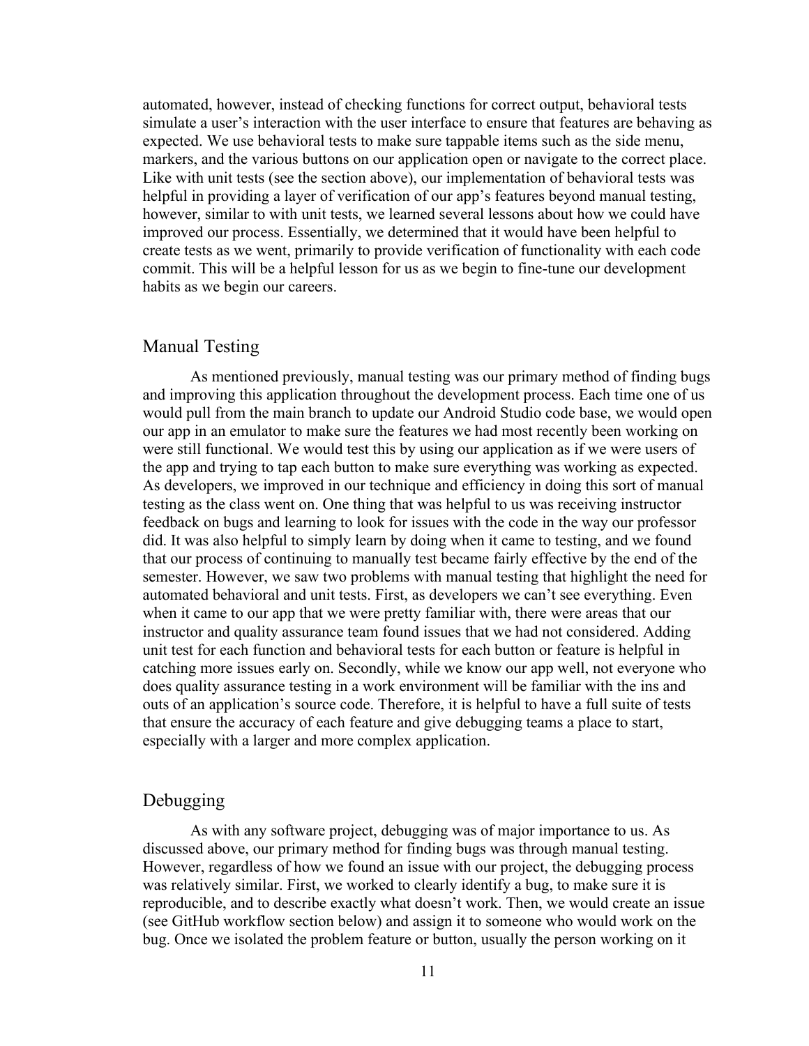automated, however, instead of checking functions for correct output, behavioral tests simulate a user's interaction with the user interface to ensure that features are behaving as expected. We use behavioral tests to make sure tappable items such as the side menu, markers, and the various buttons on our application open or navigate to the correct place. Like with unit tests (see the section above), our implementation of behavioral tests was helpful in providing a layer of verification of our app's features beyond manual testing, however, similar to with unit tests, we learned several lessons about how we could have improved our process. Essentially, we determined that it would have been helpful to create tests as we went, primarily to provide verification of functionality with each code commit. This will be a helpful lesson for us as we begin to fine-tune our development habits as we begin our careers.

## Manual Testing

As mentioned previously, manual testing was our primary method of finding bugs and improving this application throughout the development process. Each time one of us would pull from the main branch to update our Android Studio code base, we would open our app in an emulator to make sure the features we had most recently been working on were still functional. We would test this by using our application as if we were users of the app and trying to tap each button to make sure everything was working as expected. As developers, we improved in our technique and efficiency in doing this sort of manual testing as the class went on. One thing that was helpful to us was receiving instructor feedback on bugs and learning to look for issues with the code in the way our professor did. It was also helpful to simply learn by doing when it came to testing, and we found that our process of continuing to manually test became fairly effective by the end of the semester. However, we saw two problems with manual testing that highlight the need for automated behavioral and unit tests. First, as developers we can't see everything. Even when it came to our app that we were pretty familiar with, there were areas that our instructor and quality assurance team found issues that we had not considered. Adding unit test for each function and behavioral tests for each button or feature is helpful in catching more issues early on. Secondly, while we know our app well, not everyone who does quality assurance testing in a work environment will be familiar with the ins and outs of an application's source code. Therefore, it is helpful to have a full suite of tests that ensure the accuracy of each feature and give debugging teams a place to start, especially with a larger and more complex application.

## Debugging

As with any software project, debugging was of major importance to us. As discussed above, our primary method for finding bugs was through manual testing. However, regardless of how we found an issue with our project, the debugging process was relatively similar. First, we worked to clearly identify a bug, to make sure it is reproducible, and to describe exactly what doesn't work. Then, we would create an issue (see GitHub workflow section below) and assign it to someone who would work on the bug. Once we isolated the problem feature or button, usually the person working on it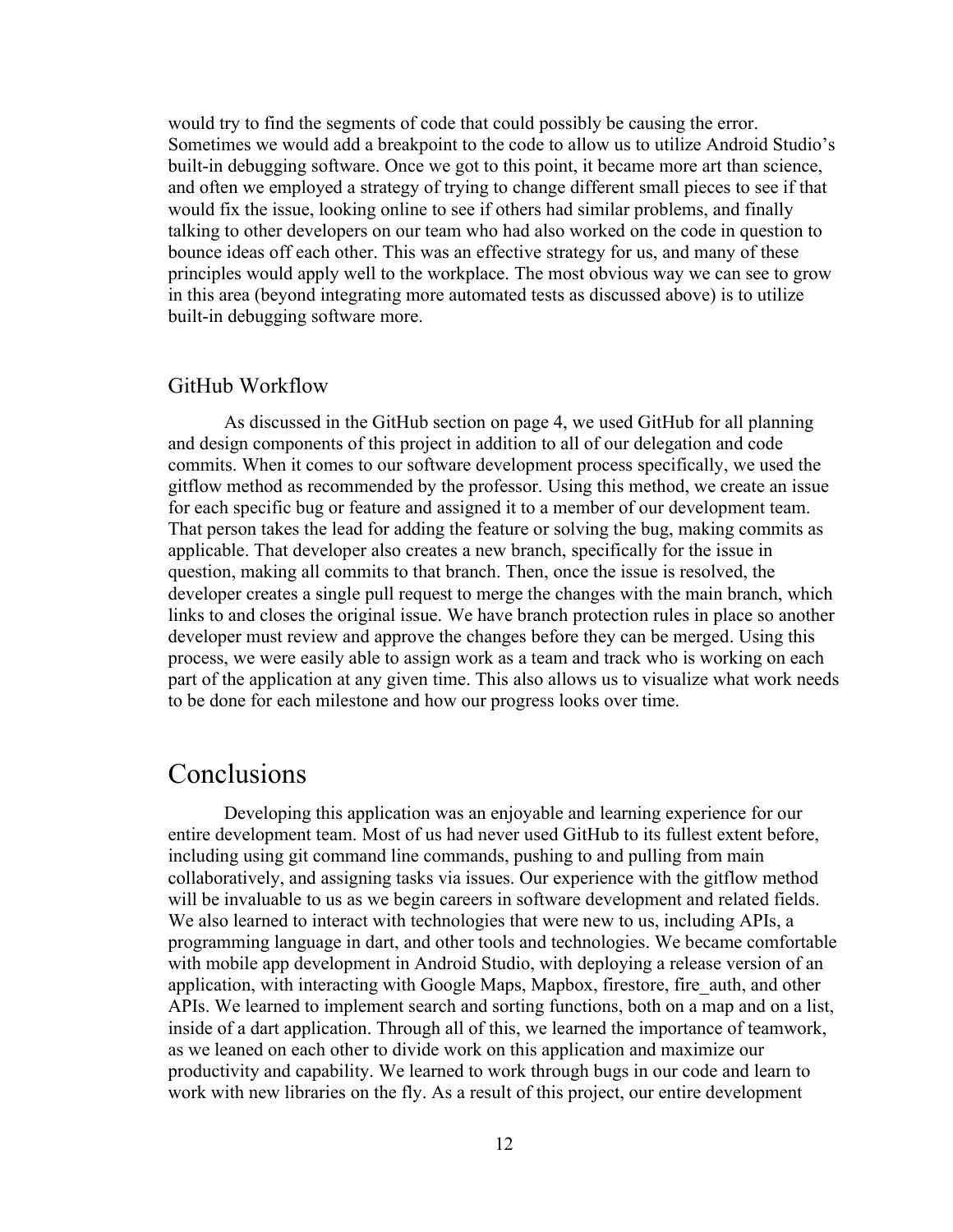would try to find the segments of code that could possibly be causing the error. Sometimes we would add a breakpoint to the code to allow us to utilize Android Studio's built-in debugging software. Once we got to this point, it became more art than science, and often we employed a strategy of trying to change different small pieces to see if that would fix the issue, looking online to see if others had similar problems, and finally talking to other developers on our team who had also worked on the code in question to bounce ideas off each other. This was an effective strategy for us, and many of these principles would apply well to the workplace. The most obvious way we can see to grow in this area (beyond integrating more automated tests as discussed above) is to utilize built-in debugging software more.

### GitHub Workflow

As discussed in the GitHub section on page 4, we used GitHub for all planning and design components of this project in addition to all of our delegation and code commits. When it comes to our software development process specifically, we used the gitflow method as recommended by the professor. Using this method, we create an issue for each specific bug or feature and assigned it to a member of our development team. That person takes the lead for adding the feature or solving the bug, making commits as applicable. That developer also creates a new branch, specifically for the issue in question, making all commits to that branch. Then, once the issue is resolved, the developer creates a single pull request to merge the changes with the main branch, which links to and closes the original issue. We have branch protection rules in place so another developer must review and approve the changes before they can be merged. Using this process, we were easily able to assign work as a team and track who is working on each part of the application at any given time. This also allows us to visualize what work needs to be done for each milestone and how our progress looks over time.

## Conclusions

Developing this application was an enjoyable and learning experience for our entire development team. Most of us had never used GitHub to its fullest extent before, including using git command line commands, pushing to and pulling from main collaboratively, and assigning tasks via issues. Our experience with the gitflow method will be invaluable to us as we begin careers in software development and related fields. We also learned to interact with technologies that were new to us, including APIs, a programming language in dart, and other tools and technologies. We became comfortable with mobile app development in Android Studio, with deploying a release version of an application, with interacting with Google Maps, Mapbox, firestore, fire_auth, and other APIs. We learned to implement search and sorting functions, both on a map and on a list, inside of a dart application. Through all of this, we learned the importance of teamwork, as we leaned on each other to divide work on this application and maximize our productivity and capability. We learned to work through bugs in our code and learn to work with new libraries on the fly. As a result of this project, our entire development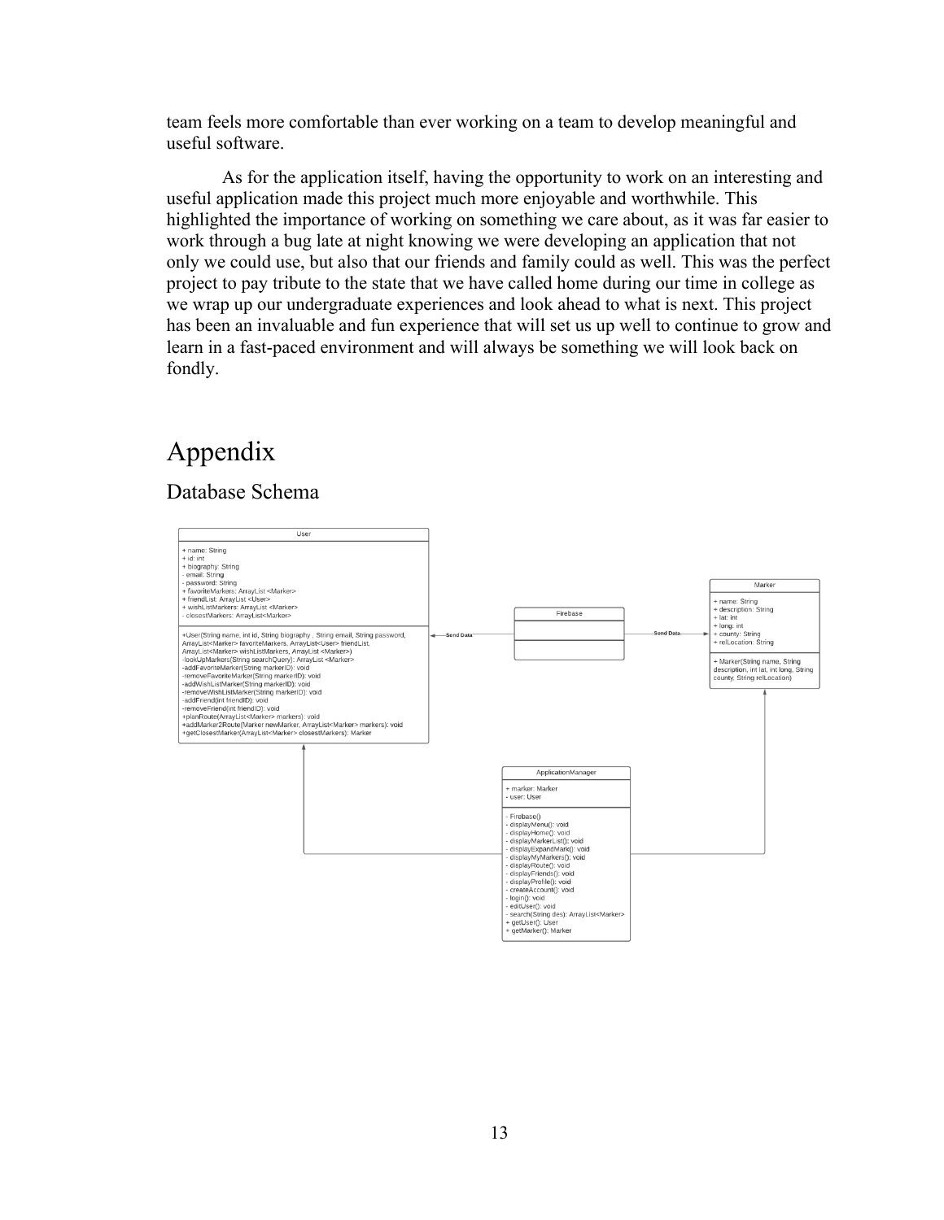team feels more comfortable than ever working on a team to develop meaningful and useful software.

As for the application itself, having the opportunity to work on an interesting and useful application made this project much more enjoyable and worthwhile. This highlighted the importance of working on something we care about, as it was far easier to work through a bug late at night knowing we were developing an application that not only we could use, but also that our friends and family could as well. This was the perfect project to pay tribute to the state that we have called home during our time in college as we wrap up our undergraduate experiences and look ahead to what is next. This project has been an invaluable and fun experience that will set us up well to continue to grow and learn in a fast-paced environment and will always be something we will look back on fondly.

# Appendix

## Database Schema

User

+ name: String
+ id: int
+ biography: String
- email: String
- password: String
+ favoriteMarkers: ArrayList <Marker>
+ friendList: ArrayList <User>
+ wishListMarkers: ArrayList <Marker>
- closestMarkers: ArrayList<Marker>

+User(String name, int id, String biography , String email, String password, ArrayList<Marker> favoriteMarkers, ArrayList<User> friendList, ArrayList<Marker> wishListMarkers, ArrayList <Marker>)
-lookUpMarkers(String searchQuery): ArrayList <Marker>
-addFavoriteMarker(String markerID): void
-removeFavoriteMarker(String markerID): void
-addWishListMarker(String markerID): void
-removeWishListMarker(String markerID): void
-addFriend(int friendID): void
-removeFriend(int friendID): void
+planRoute(ArrayList<Marker> markers): void
+addMarker2Route(Marker newMarker, ArrayList<Marker> markers): void
+getClosestMarker(ArrayList<Marker> closestMarkers): Marker

Send Data

Firebase

Send Data

Marker

+ name: String
+ description: String
+ lat: int
+ long: int
+ county: String
+ relLocation: String

+ Marker(String name, String description, int lat, int long, String county, String relLocation)

ApplicationManager

+ marker: Marker
- user: User

- Firebase()
- displayMenu(): void
- displayHome(): void
- displayMarkerList(): void
- displayExpandMark(): void
- displayMyMarkers(): void
- displayRoute(): void
- displayFriends(): void
- displayProfile(): void
- createAccount(): void
- login(): void
- editUser(): void
- search(String des): ArrayList<Marker>
+ getUser(): User
+ getMarker(): Marker